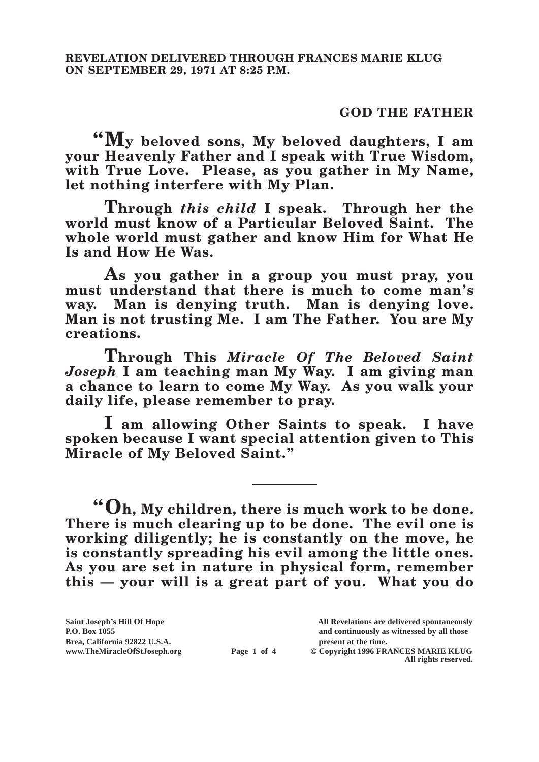**REVELATION DELIVERED THROUGH FRANCES MARIE KLUG ON SEPTEMBER 29, 1971 AT 8:25 P.M.**

## GOD THE FATHER

**"My beloved sons, My beloved daughters, I am your Heavenly Father and I speak with True Wisdom, with True Love. Please, as you gather in My Name, let nothing interfere with My Plan.**

**Through *this child* I speak. Through her the world must know of a Particular Beloved Saint. The whole world must gather and know Him for What He Is and How He Was.**

**As you gather in a group you must pray, you must understand that there is much to come man's way. Man is denying truth. Man is denying love. Man is not trusting Me. I am The Father. You are My creations.**

**Through This *Miracle Of The Beloved Saint Joseph* I am teaching man My Way. I am giving man a chance to learn to come My Way. As you walk your daily life, please remember to pray.**

**I am allowing Other Saints to speak. I have spoken because I want special attention given to This Miracle of My Beloved Saint."**

---

**"Oh, My children, there is much work to be done. There is much clearing up to be done. The evil one is working diligently; he is constantly on the move, he is constantly spreading his evil among the little ones. As you are set in nature in physical form, remember this — your will is a great part of you. What you do**

**Saint Joseph's Hill Of Hope**
**P.O. Box 1055**
**Brea, California 92822 U.S.A.**
**www.TheMiracleOfStJoseph.org**

**All Revelations are delivered spontaneously and continuously as witnessed by all those present at the time.**
**© Copyright 1996 FRANCES MARIE KLUG**
**All rights reserved.**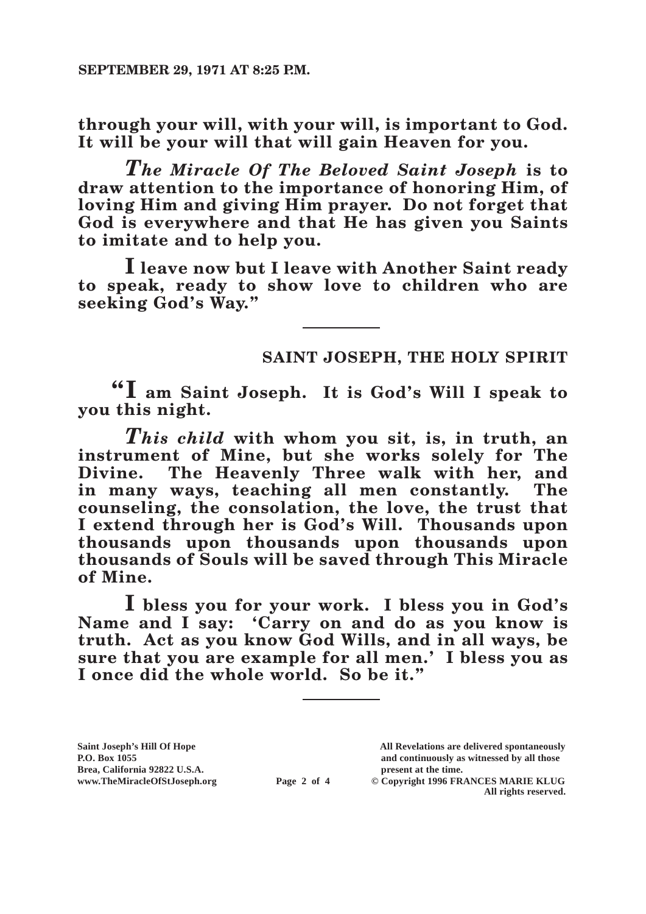**through your will, with your will, is important to God. It will be your will that will gain Heaven for you.**

***The Miracle Of The Beloved Saint Joseph*** **is to draw attention to the importance of honoring Him, of loving Him and giving Him prayer. Do not forget that God is everywhere and that He has given you Saints to imitate and to help you.**

**I leave now but I leave with Another Saint ready to speak, ready to show love to children who are seeking God's Way."**

---

**SAINT JOSEPH, THE HOLY SPIRIT**

**"I am Saint Joseph. It is God's Will I speak to you this night.**

***This child*** **with whom you sit, is, in truth, an instrument of Mine, but she works solely for The Divine. The Heavenly Three walk with her, and in many ways, teaching all men constantly. The counseling, the consolation, the love, the trust that I extend through her is God's Will. Thousands upon thousands upon thousands upon thousands upon thousands of Souls will be saved through This Miracle of Mine.**

**I bless you for your work. I bless you in God's Name and I say: 'Carry on and do as you know is truth. Act as you know God Wills, and in all ways, be sure that you are example for all men.' I bless you as I once did the whole world. So be it."**

---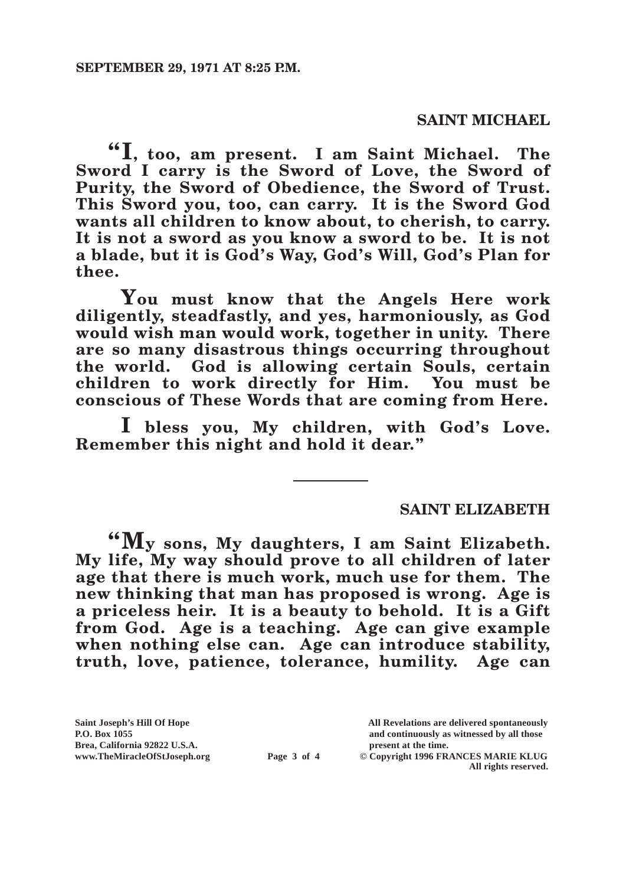**SEPTEMBER 29, 1971 AT 8:25 P.M.**

## SAINT MICHAEL

**"I, too, am present. I am Saint Michael. The Sword I carry is the Sword of Love, the Sword of Purity, the Sword of Obedience, the Sword of Trust. This Sword you, too, can carry. It is the Sword God wants all children to know about, to cherish, to carry. It is not a sword as you know a sword to be. It is not a blade, but it is God's Way, God's Will, God's Plan for thee.**

**You must know that the Angels Here work diligently, steadfastly, and yes, harmoniously, as God would wish man would work, together in unity. There are so many disastrous things occurring throughout the world. God is allowing certain Souls, certain children to work directly for Him. You must be conscious of These Words that are coming from Here.**

**I bless you, My children, with God's Love. Remember this night and hold it dear."**

---

## SAINT ELIZABETH

**"My sons, My daughters, I am Saint Elizabeth. My life, My way should prove to all children of later age that there is much work, much use for them. The new thinking that man has proposed is wrong. Age is a priceless heir. It is a beauty to behold. It is a Gift from God. Age is a teaching. Age can give example when nothing else can. Age can introduce stability, truth, love, patience, tolerance, humility. Age can**

Saint Joseph's Hill Of Hope
P.O. Box 1055
Brea, California 92822 U.S.A.
www.TheMiracleOfStJoseph.org

All Revelations are delivered spontaneously and continuously as witnessed by all those present at the time.
© Copyright 1996 FRANCES MARIE KLUG
All rights reserved.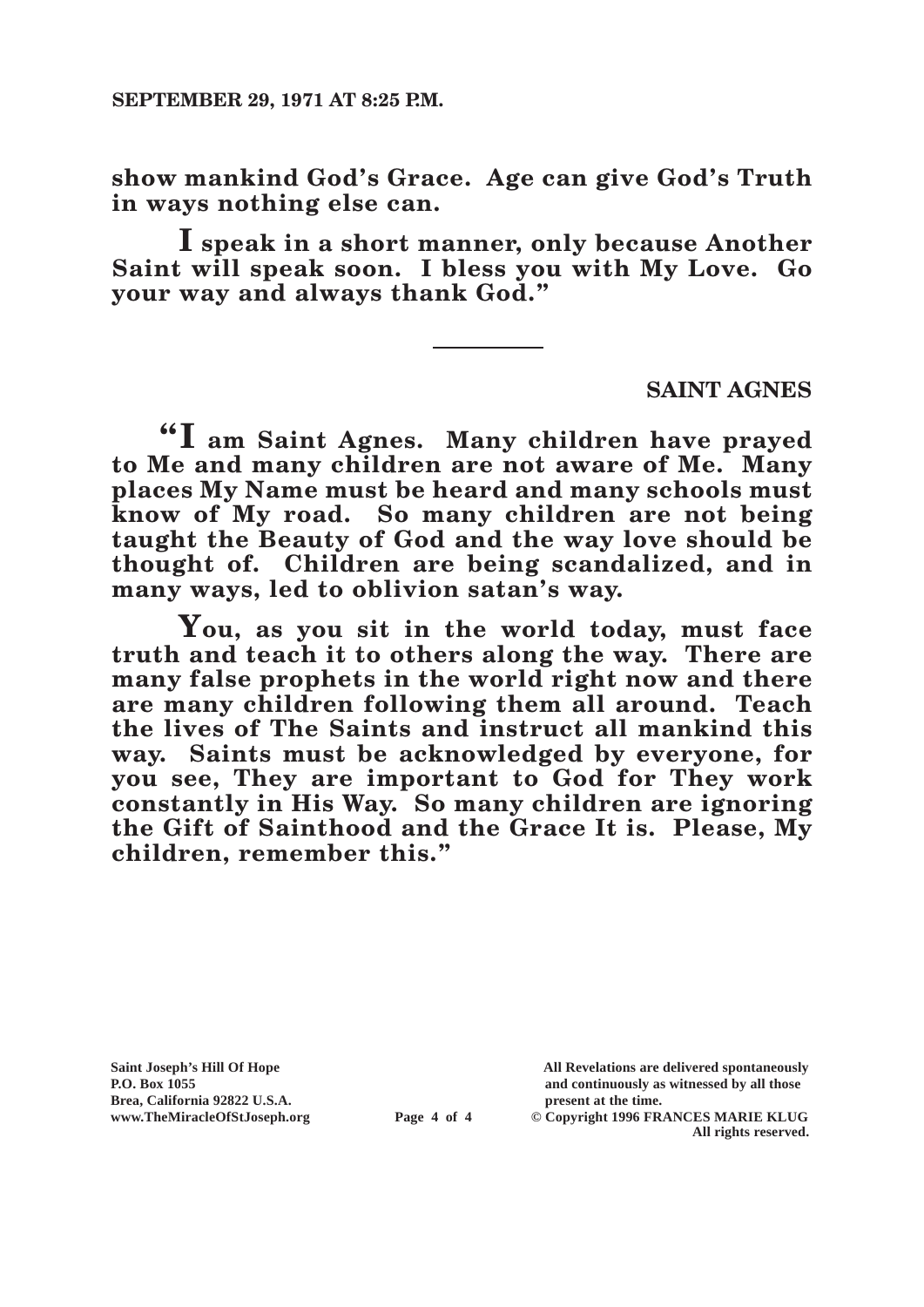**show mankind God's Grace. Age can give God's Truth in ways nothing else can.**

**I speak in a short manner, only because Another Saint will speak soon. I bless you with My Love. Go your way and always thank God."**

---

## SAINT AGNES

**"I am Saint Agnes. Many children have prayed to Me and many children are not aware of Me. Many places My Name must be heard and many schools must know of My road. So many children are not being taught the Beauty of God and the way love should be thought of. Children are being scandalized, and in many ways, led to oblivion satan's way.**

**You, as you sit in the world today, must face truth and teach it to others along the way. There are many false prophets in the world right now and there are many children following them all around. Teach the lives of The Saints and instruct all mankind this way. Saints must be acknowledged by everyone, for you see, They are important to God for They work constantly in His Way. So many children are ignoring the Gift of Sainthood and the Grace It is. Please, My children, remember this."**